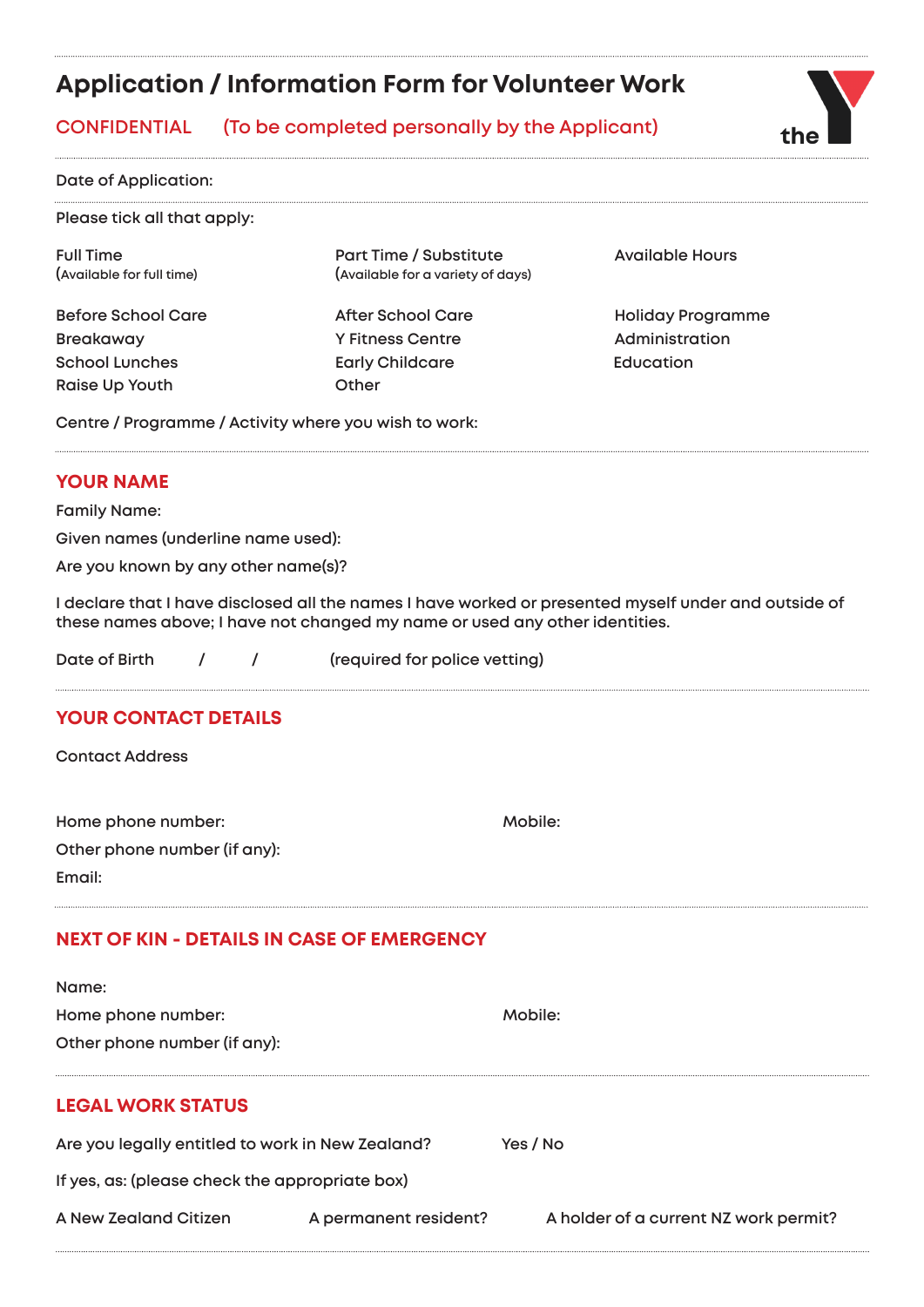# Application / Information Form for Volunteer Work

CONFIDENTIAL (To be completed personally by the Applicant)

the Y

---

Date of Application:

---

Please tick all that apply:

Full Time
(Available for full time)

Part Time / Substitute
(Available for a variety of days)

Available Hours

Before School Care

After School Care

Holiday Programme

Breakaway

Y Fitness Centre

Administration

School Lunches

Early Childcare

Education

Raise Up Youth

Other

Centre / Programme / Activity where you wish to work:

---

## YOUR NAME

Family Name:

Given names (underline name used):

Are you known by any other name(s)?

I declare that I have disclosed all the names I have worked or presented myself under and outside of these names above; I have not changed my name or used any other identities.

Date of Birth / / (required for police vetting)

---

## YOUR CONTACT DETAILS

Contact Address

Home phone number:

Mobile:

Other phone number (if any):

Email:

---

## NEXT OF KIN - DETAILS IN CASE OF EMERGENCY

Name:

Home phone number:

Mobile:

Other phone number (if any):

---

## LEGAL WORK STATUS

Are you legally entitled to work in New Zealand? Yes / No

If yes, as: (please check the appropriate box)

A New Zealand Citizen

A permanent resident?

A holder of a current NZ work permit?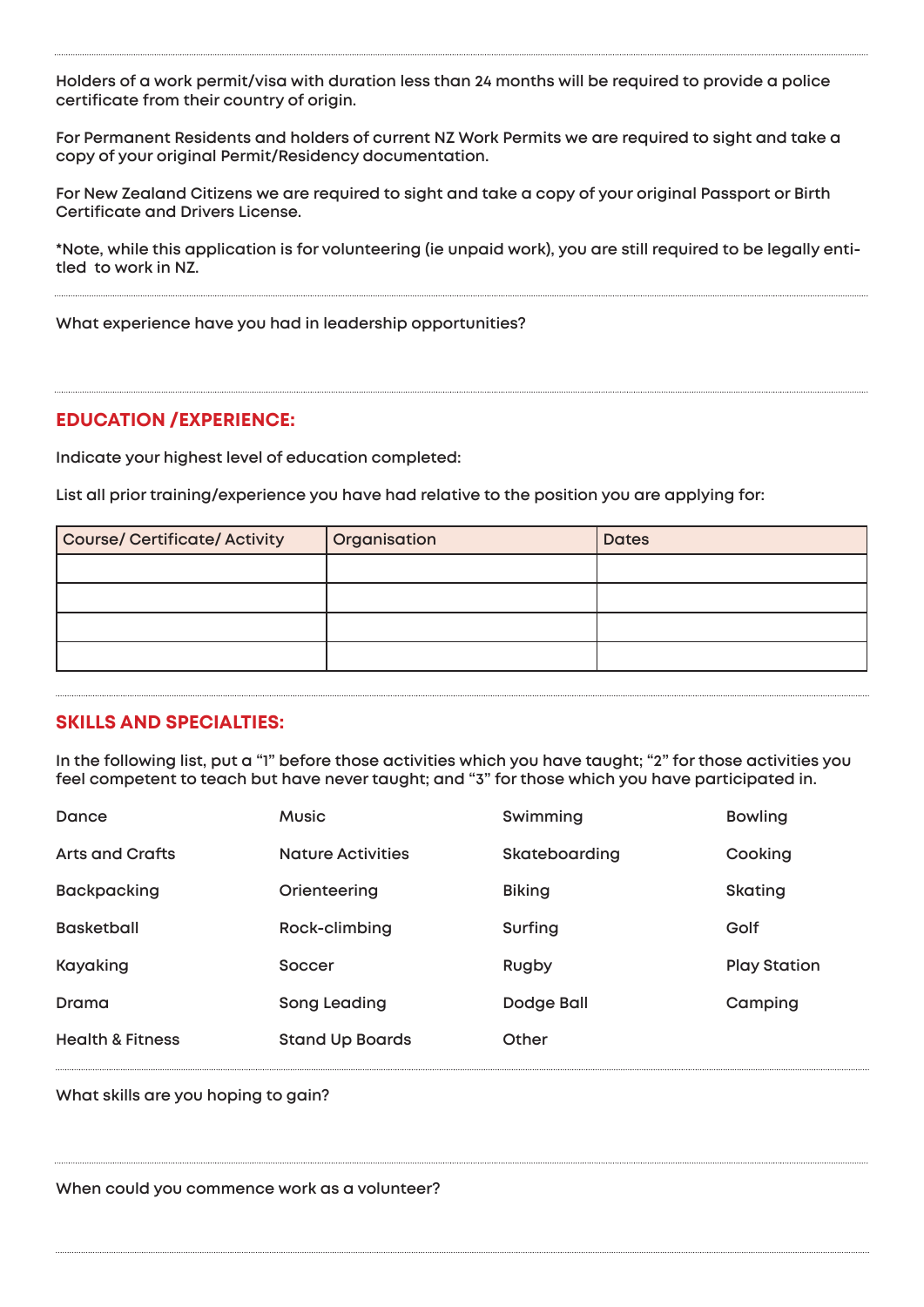Holders of a work permit/visa with duration less than 24 months will be required to provide a police certificate from their country of origin.

For Permanent Residents and holders of current NZ Work Permits we are required to sight and take a copy of your original Permit/Residency documentation.

For New Zealand Citizens we are required to sight and take a copy of your original Passport or Birth Certificate and Drivers License.

*Note, while this application is for volunteering (ie unpaid work), you are still required to be legally entitled to work in NZ.

What experience have you had in leadership opportunities?

## EDUCATION /EXPERIENCE:

Indicate your highest level of education completed:

List all prior training/experience you have had relative to the position you are applying for:

| Course/ Certificate/ Activity | Organisation | Dates |
|---|---|---|
| | | |
| | | |
| | | |
| | | |

## SKILLS AND SPECIALTIES:

In the following list, put a "1" before those activities which you have taught; "2" for those activities you feel competent to teach but have never taught; and "3" for those which you have participated in.

| | | | |
|---|---|---|---|
| Dance | Music | Swimming | Bowling |
| Arts and Crafts | Nature Activities | Skateboarding | Cooking |
| Backpacking | Orienteering | Biking | Skating |
| Basketball | Rock-climbing | Surfing | Golf |
| Kayaking | Soccer | Rugby | Play Station |
| Drama | Song Leading | Dodge Ball | Camping |
| Health & Fitness | Stand Up Boards | Other | |

What skills are you hoping to gain?

When could you commence work as a volunteer?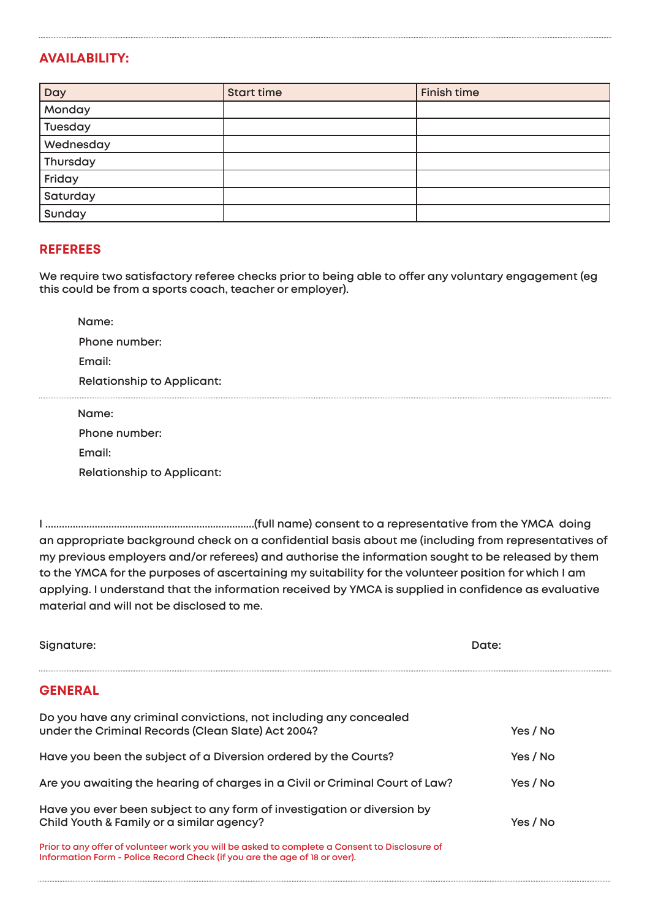## AVAILABILITY:

| Day | Start time | Finish time |
|---|---|---|
| Monday | | |
| Tuesday | | |
| Wednesday | | |
| Thursday | | |
| Friday | | |
| Saturday | | |
| Sunday | | |

## REFEREES

We require two satisfactory referee checks prior to being able to offer any voluntary engagement (eg this could be from a sports coach, teacher or employer).

Name:

Phone number:

Email:

Relationship to Applicant:

---

Name:

Phone number:

Email:

Relationship to Applicant:

I ..........................................................................(full name) consent to a representative from the YMCA doing an appropriate background check on a confidential basis about me (including from representatives of my previous employers and/or referees) and authorise the information sought to be released by them to the YMCA for the purposes of ascertaining my suitability for the volunteer position for which I am applying. I understand that the information received by YMCA is supplied in confidence as evaluative material and will not be disclosed to me.

Signature: Date:

---

## GENERAL

Do you have any criminal convictions, not including any concealed under the Criminal Records (Clean Slate) Act 2004? Yes / No

Have you been the subject of a Diversion ordered by the Courts? Yes / No

Are you awaiting the hearing of charges in a Civil or Criminal Court of Law? Yes / No

Have you ever been subject to any form of investigation or diversion by Child Youth & Family or a similar agency? Yes / No

Prior to any offer of volunteer work you will be asked to complete a Consent to Disclosure of Information Form - Police Record Check (if you are the age of 18 or over).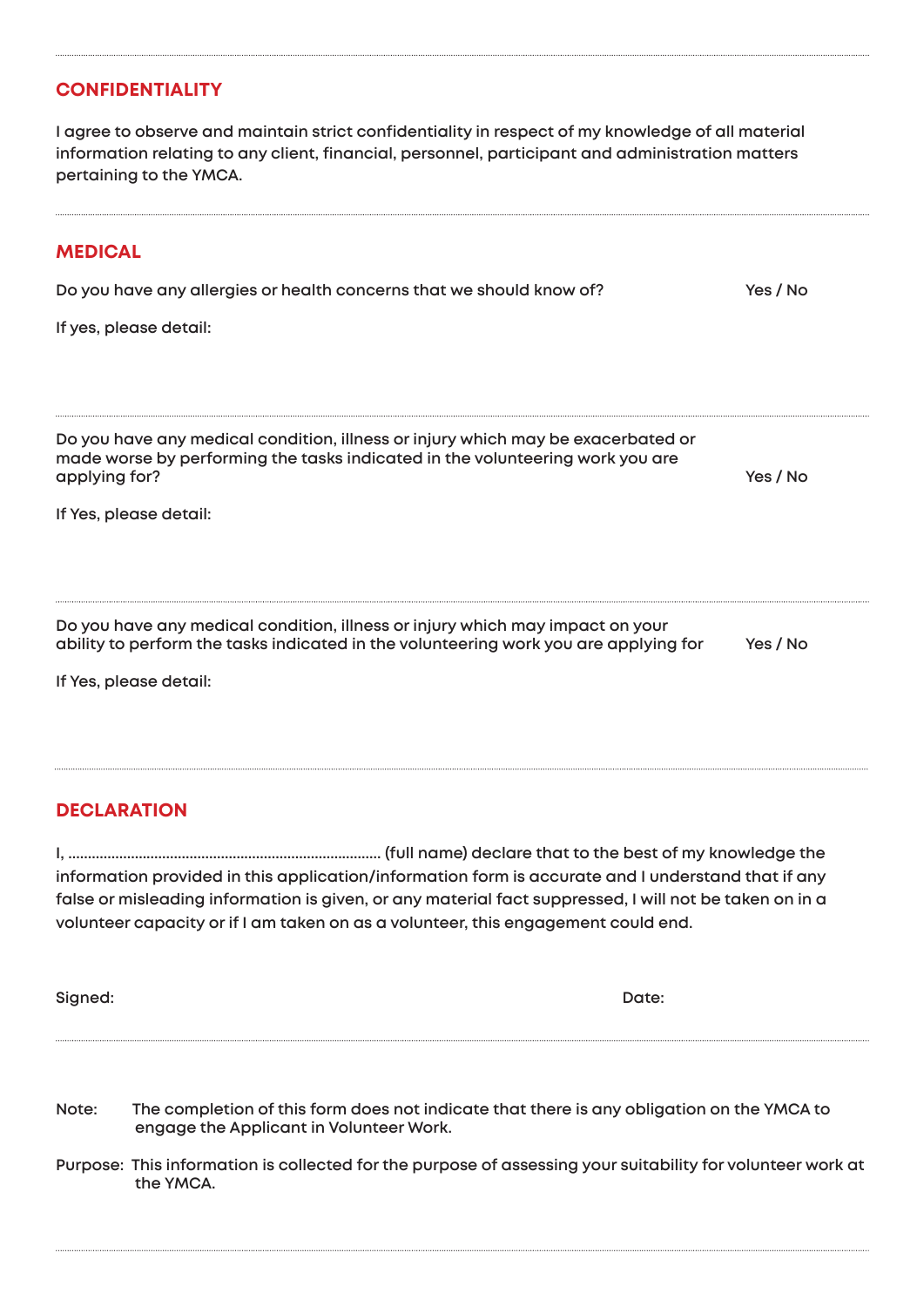## CONFIDENTIALITY

I agree to observe and maintain strict confidentiality in respect of my knowledge of all material information relating to any client, financial, personnel, participant and administration matters pertaining to the YMCA.

## MEDICAL

Do you have any allergies or health concerns that we should know of? Yes / No

If yes, please detail:

Do you have any medical condition, illness or injury which may be exacerbated or made worse by performing the tasks indicated in the volunteering work you are applying for? Yes / No

If Yes, please detail:

Do you have any medical condition, illness or injury which may impact on your ability to perform the tasks indicated in the volunteering work you are applying for Yes / No

If Yes, please detail:

## DECLARATION

I, .............................................................................. (full name) declare that to the best of my knowledge the information provided in this application/information form is accurate and I understand that if any false or misleading information is given, or any material fact suppressed, I will not be taken on in a volunteer capacity or if I am taken on as a volunteer, this engagement could end.

Signed: Date:

Note: The completion of this form does not indicate that there is any obligation on the YMCA to engage the Applicant in Volunteer Work.

Purpose: This information is collected for the purpose of assessing your suitability for volunteer work at the YMCA.